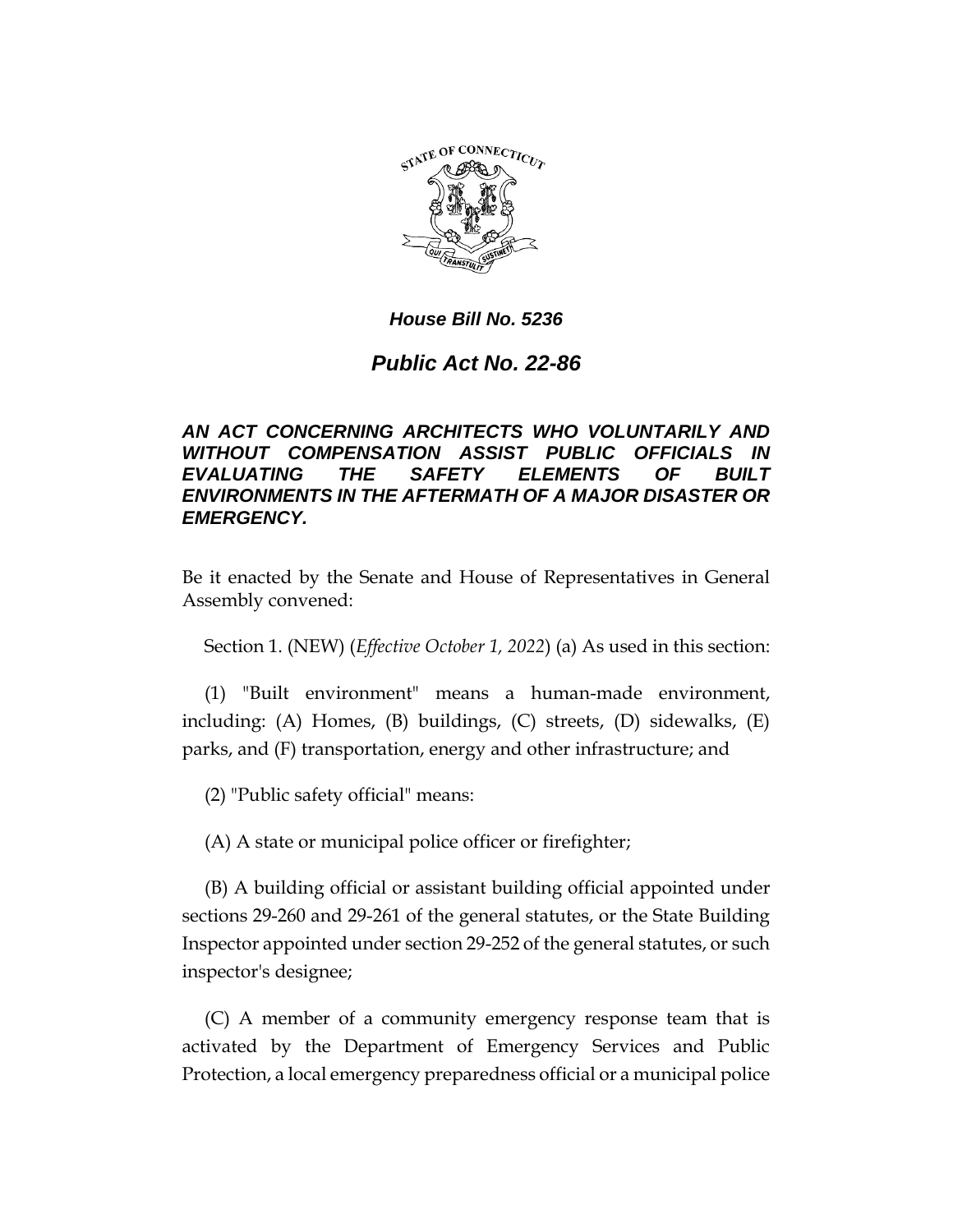***House Bill No. 5236***

# ***Public Act No. 22-86***

***AN ACT CONCERNING ARCHITECTS WHO VOLUNTARILY AND WITHOUT COMPENSATION ASSIST PUBLIC OFFICIALS IN EVALUATING THE SAFETY ELEMENTS OF BUILT ENVIRONMENTS IN THE AFTERMATH OF A MAJOR DISASTER OR EMERGENCY.***

Be it enacted by the Senate and House of Representatives in General Assembly convened:

Section 1. (NEW) (*Effective October 1, 2022*) (a) As used in this section:

(1) "Built environment" means a human-made environment, including: (A) Homes, (B) buildings, (C) streets, (D) sidewalks, (E) parks, and (F) transportation, energy and other infrastructure; and

(2) "Public safety official" means:

(A) A state or municipal police officer or firefighter;

(B) A building official or assistant building official appointed under sections 29-260 and 29-261 of the general statutes, or the State Building Inspector appointed under section 29-252 of the general statutes, or such inspector's designee;

(C) A member of a community emergency response team that is activated by the Department of Emergency Services and Public Protection, a local emergency preparedness official or a municipal police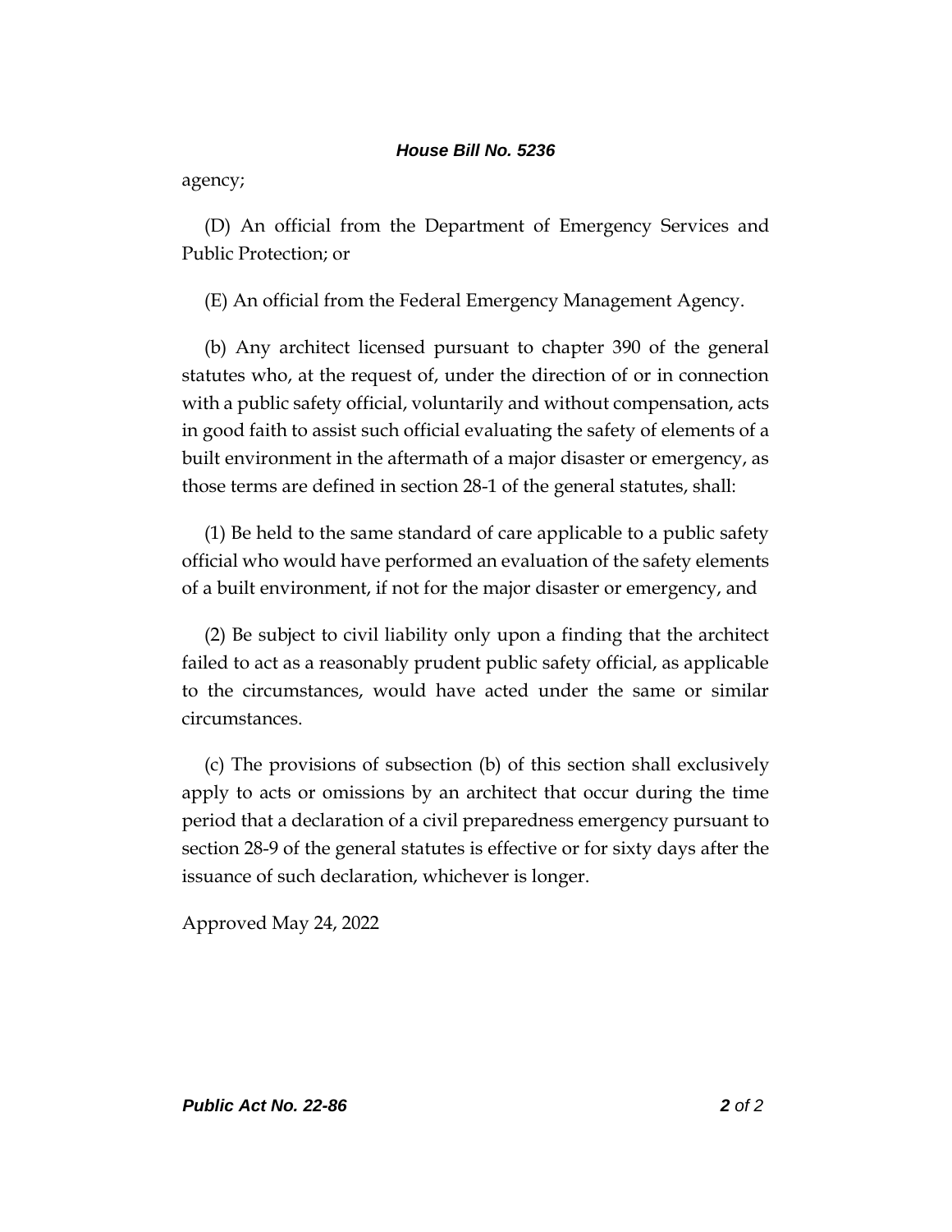agency;

(D) An official from the Department of Emergency Services and Public Protection; or

(E) An official from the Federal Emergency Management Agency.

(b) Any architect licensed pursuant to chapter 390 of the general statutes who, at the request of, under the direction of or in connection with a public safety official, voluntarily and without compensation, acts in good faith to assist such official evaluating the safety of elements of a built environment in the aftermath of a major disaster or emergency, as those terms are defined in section 28-1 of the general statutes, shall:

(1) Be held to the same standard of care applicable to a public safety official who would have performed an evaluation of the safety elements of a built environment, if not for the major disaster or emergency, and

(2) Be subject to civil liability only upon a finding that the architect failed to act as a reasonably prudent public safety official, as applicable to the circumstances, would have acted under the same or similar circumstances.

(c) The provisions of subsection (b) of this section shall exclusively apply to acts or omissions by an architect that occur during the time period that a declaration of a civil preparedness emergency pursuant to section 28-9 of the general statutes is effective or for sixty days after the issuance of such declaration, whichever is longer.

Approved May 24, 2022